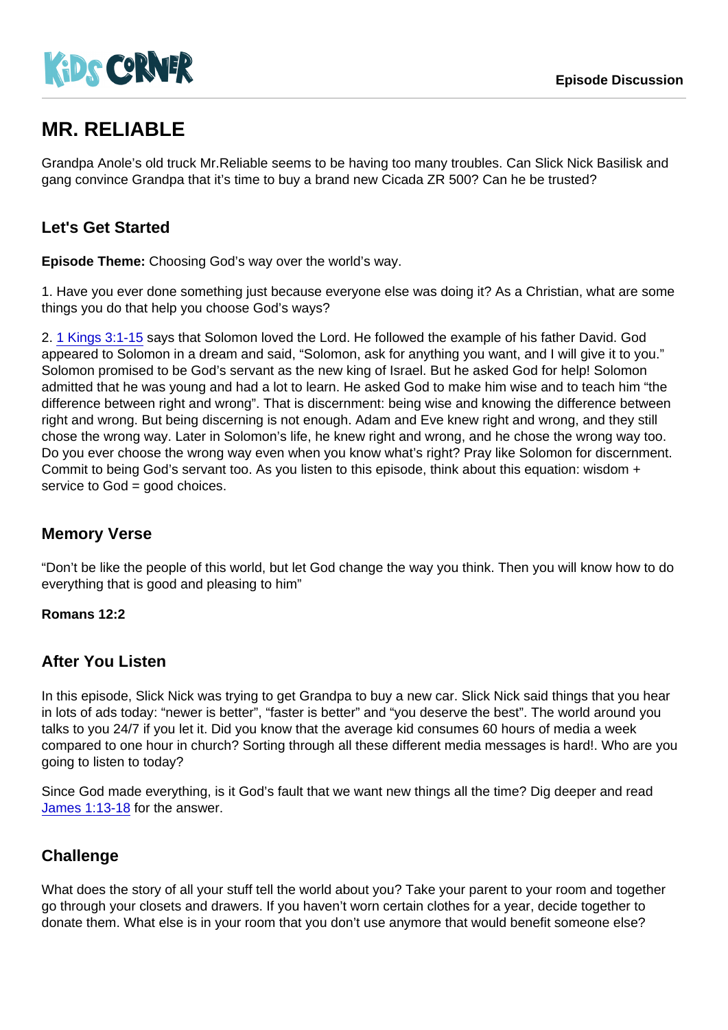KiDS CORNER

Episode Discussion

# MR. RELIABLE

Grandpa Anole's old truck Mr.Reliable seems to be having too many troubles. Can Slick Nick Basilisk and gang convince Grandpa that it's time to buy a brand new Cicada ZR 500? Can he be trusted?

## Let's Get Started

**Episode Theme:** Choosing God's way over the world's way.

1. Have you ever done something just because everyone else was doing it? As a Christian, what are some things you do that help you choose God's ways?

2. 1 Kings 3:1-15 says that Solomon loved the Lord. He followed the example of his father David. God appeared to Solomon in a dream and said, "Solomon, ask for anything you want, and I will give it to you." Solomon promised to be God's servant as the new king of Israel. But he asked God for help! Solomon admitted that he was young and had a lot to learn. He asked God to make him wise and to teach him "the difference between right and wrong". That is discernment: being wise and knowing the difference between right and wrong. But being discerning is not enough. Adam and Eve knew right and wrong, and they still chose the wrong way. Later in Solomon's life, he knew right and wrong, and he chose the wrong way too. Do you ever choose the wrong way even when you know what's right? Pray like Solomon for discernment. Commit to being God's servant too. As you listen to this episode, think about this equation: wisdom + service to God = good choices.

## Memory Verse

"Don't be like the people of this world, but let God change the way you think. Then you will know how to do everything that is good and pleasing to him"

**Romans 12:2**

## After You Listen

In this episode, Slick Nick was trying to get Grandpa to buy a new car. Slick Nick said things that you hear in lots of ads today: "newer is better", "faster is better" and "you deserve the best". The world around you talks to you 24/7 if you let it. Did you know that the average kid consumes 60 hours of media a week compared to one hour in church? Sorting through all these different media messages is hard!. Who are you going to listen to today?

Since God made everything, is it God's fault that we want new things all the time? Dig deeper and read James 1:13-18 for the answer.

## Challenge

What does the story of all your stuff tell the world about you? Take your parent to your room and together go through your closets and drawers. If you haven't worn certain clothes for a year, decide together to donate them. What else is in your room that you don't use anymore that would benefit someone else?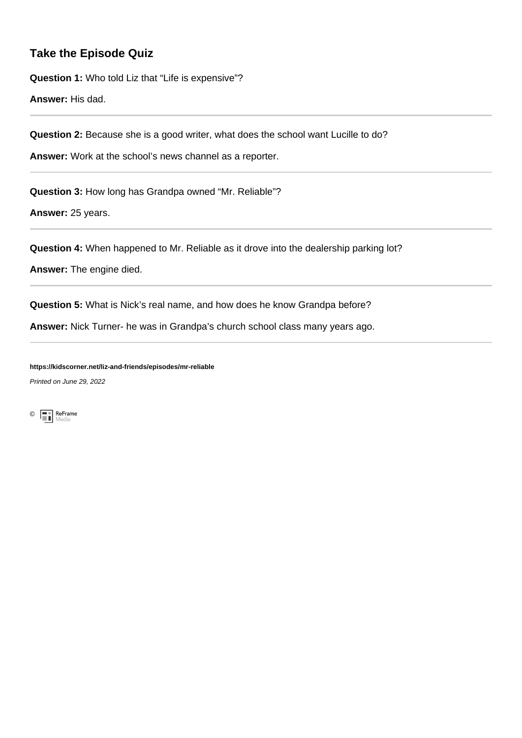## Take the Episode Quiz

**Question 1:** Who told Liz that "Life is expensive"?

**Answer:** His dad.

---

**Question 2:** Because she is a good writer, what does the school want Lucille to do?

**Answer:** Work at the school's news channel as a reporter.

---

**Question 3:** How long has Grandpa owned "Mr. Reliable"?

**Answer:** 25 years.

---

**Question 4:** When happened to Mr. Reliable as it drove into the dealership parking lot?

**Answer:** The engine died.

---

**Question 5:** What is Nick's real name, and how does he know Grandpa before?

**Answer:** Nick Turner- he was in Grandpa's church school class many years ago.

---

**https://kidscorner.net/liz-and-friends/episodes/mr-reliable**

*Printed on June 29, 2022*

© ReFrame Media